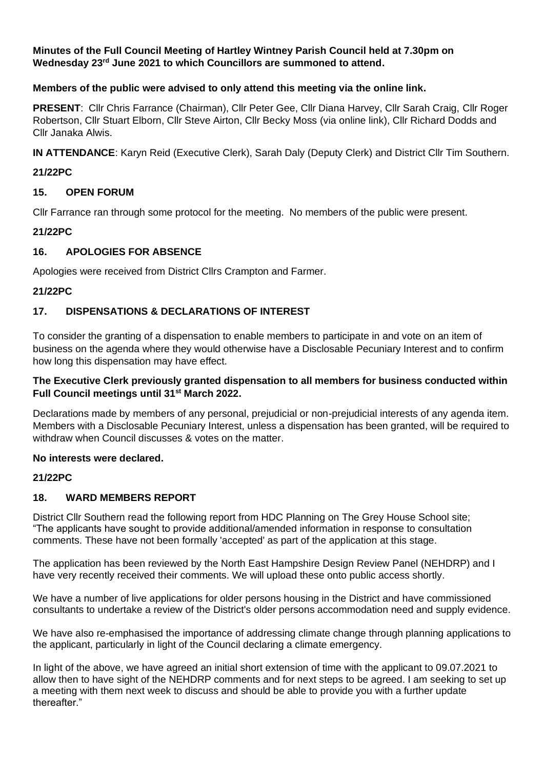**Minutes of the Full Council Meeting of Hartley Wintney Parish Council held at 7.30pm on Wednesday 23rd June 2021 to which Councillors are summoned to attend.**

**Members of the public were advised to only attend this meeting via the online link.**

**PRESENT**: Cllr Chris Farrance (Chairman), Cllr Peter Gee, Cllr Diana Harvey, Cllr Sarah Craig, Cllr Roger Robertson, Cllr Stuart Elborn, Cllr Steve Airton, Cllr Becky Moss (via online link), Cllr Richard Dodds and Cllr Janaka Alwis.

**IN ATTENDANCE**: Karyn Reid (Executive Clerk), Sarah Daly (Deputy Clerk) and District Cllr Tim Southern.

**21/22PC**

## 15. OPEN FORUM

Cllr Farrance ran through some protocol for the meeting. No members of the public were present.

**21/22PC**

## 16. APOLOGIES FOR ABSENCE

Apologies were received from District Cllrs Crampton and Farmer.

**21/22PC**

## 17. DISPENSATIONS & DECLARATIONS OF INTEREST

To consider the granting of a dispensation to enable members to participate in and vote on an item of business on the agenda where they would otherwise have a Disclosable Pecuniary Interest and to confirm how long this dispensation may have effect.

**The Executive Clerk previously granted dispensation to all members for business conducted within Full Council meetings until 31st March 2022.**

Declarations made by members of any personal, prejudicial or non-prejudicial interests of any agenda item. Members with a Disclosable Pecuniary Interest, unless a dispensation has been granted, will be required to withdraw when Council discusses & votes on the matter.

**No interests were declared.**

**21/22PC**

## 18. WARD MEMBERS REPORT

District Cllr Southern read the following report from HDC Planning on The Grey House School site; "The applicants have sought to provide additional/amended information in response to consultation comments. These have not been formally 'accepted' as part of the application at this stage.

The application has been reviewed by the North East Hampshire Design Review Panel (NEHDRP) and I have very recently received their comments. We will upload these onto public access shortly.

We have a number of live applications for older persons housing in the District and have commissioned consultants to undertake a review of the District's older persons accommodation need and supply evidence.

We have also re-emphasised the importance of addressing climate change through planning applications to the applicant, particularly in light of the Council declaring a climate emergency.

In light of the above, we have agreed an initial short extension of time with the applicant to 09.07.2021 to allow then to have sight of the NEHDRP comments and for next steps to be agreed. I am seeking to set up a meeting with them next week to discuss and should be able to provide you with a further update thereafter."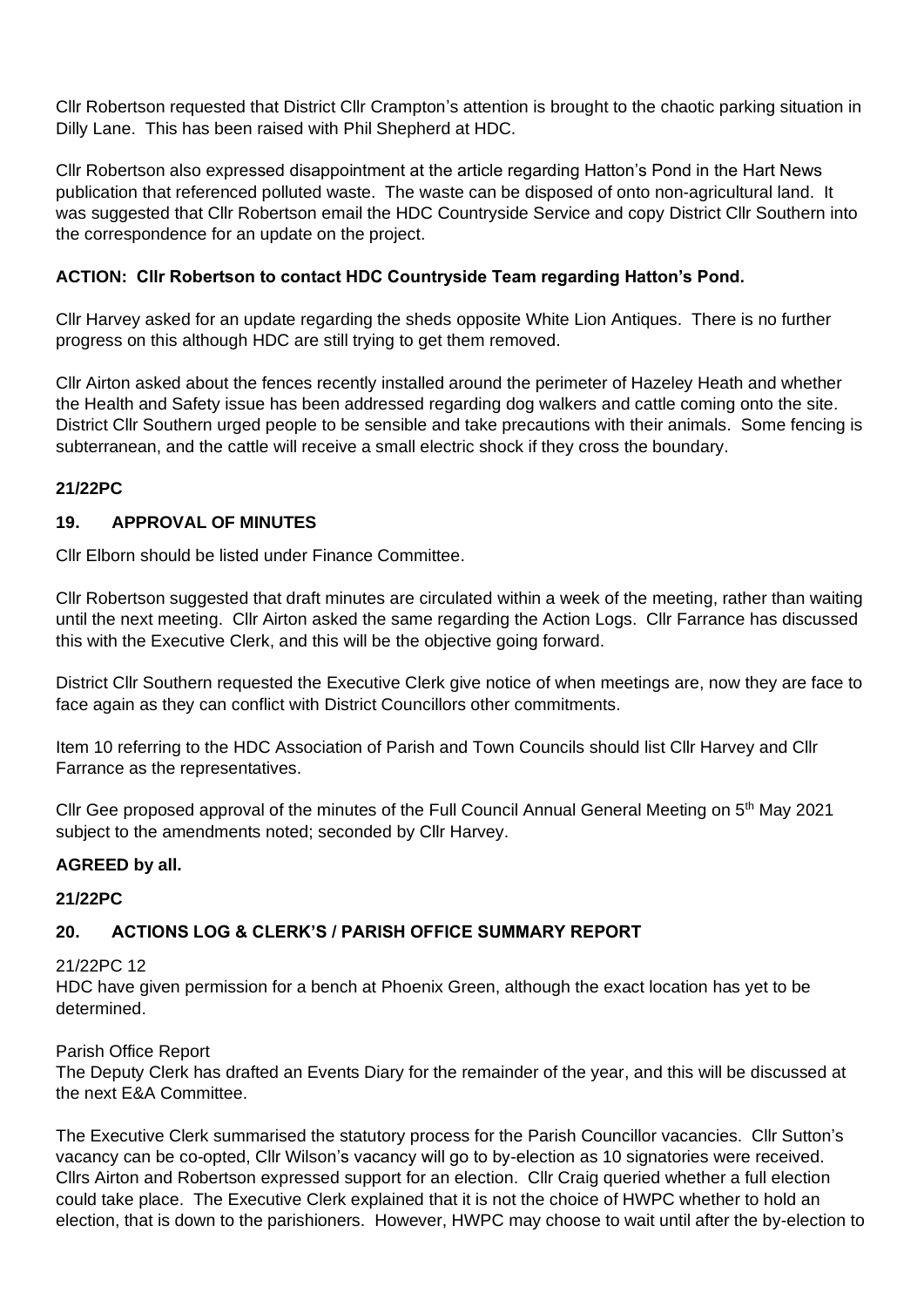Cllr Robertson requested that District Cllr Crampton's attention is brought to the chaotic parking situation in Dilly Lane. This has been raised with Phil Shepherd at HDC.

Cllr Robertson also expressed disappointment at the article regarding Hatton's Pond in the Hart News publication that referenced polluted waste. The waste can be disposed of onto non-agricultural land. It was suggested that Cllr Robertson email the HDC Countryside Service and copy District Cllr Southern into the correspondence for an update on the project.

**ACTION: Cllr Robertson to contact HDC Countryside Team regarding Hatton's Pond.**

Cllr Harvey asked for an update regarding the sheds opposite White Lion Antiques. There is no further progress on this although HDC are still trying to get them removed.

Cllr Airton asked about the fences recently installed around the perimeter of Hazeley Heath and whether the Health and Safety issue has been addressed regarding dog walkers and cattle coming onto the site. District Cllr Southern urged people to be sensible and take precautions with their animals. Some fencing is subterranean, and the cattle will receive a small electric shock if they cross the boundary.

**21/22PC**

## 19. APPROVAL OF MINUTES

Cllr Elborn should be listed under Finance Committee.

Cllr Robertson suggested that draft minutes are circulated within a week of the meeting, rather than waiting until the next meeting. Cllr Airton asked the same regarding the Action Logs. Cllr Farrance has discussed this with the Executive Clerk, and this will be the objective going forward.

District Cllr Southern requested the Executive Clerk give notice of when meetings are, now they are face to face again as they can conflict with District Councillors other commitments.

Item 10 referring to the HDC Association of Parish and Town Councils should list Cllr Harvey and Cllr Farrance as the representatives.

Cllr Gee proposed approval of the minutes of the Full Council Annual General Meeting on 5th May 2021 subject to the amendments noted; seconded by Cllr Harvey.

**AGREED by all.**

**21/22PC**

## 20. ACTIONS LOG & CLERK'S / PARISH OFFICE SUMMARY REPORT

21/22PC 12
HDC have given permission for a bench at Phoenix Green, although the exact location has yet to be determined.

Parish Office Report
The Deputy Clerk has drafted an Events Diary for the remainder of the year, and this will be discussed at the next E&A Committee.

The Executive Clerk summarised the statutory process for the Parish Councillor vacancies. Cllr Sutton's vacancy can be co-opted, Cllr Wilson's vacancy will go to by-election as 10 signatories were received. Cllrs Airton and Robertson expressed support for an election. Cllr Craig queried whether a full election could take place. The Executive Clerk explained that it is not the choice of HWPC whether to hold an election, that is down to the parishioners. However, HWPC may choose to wait until after the by-election to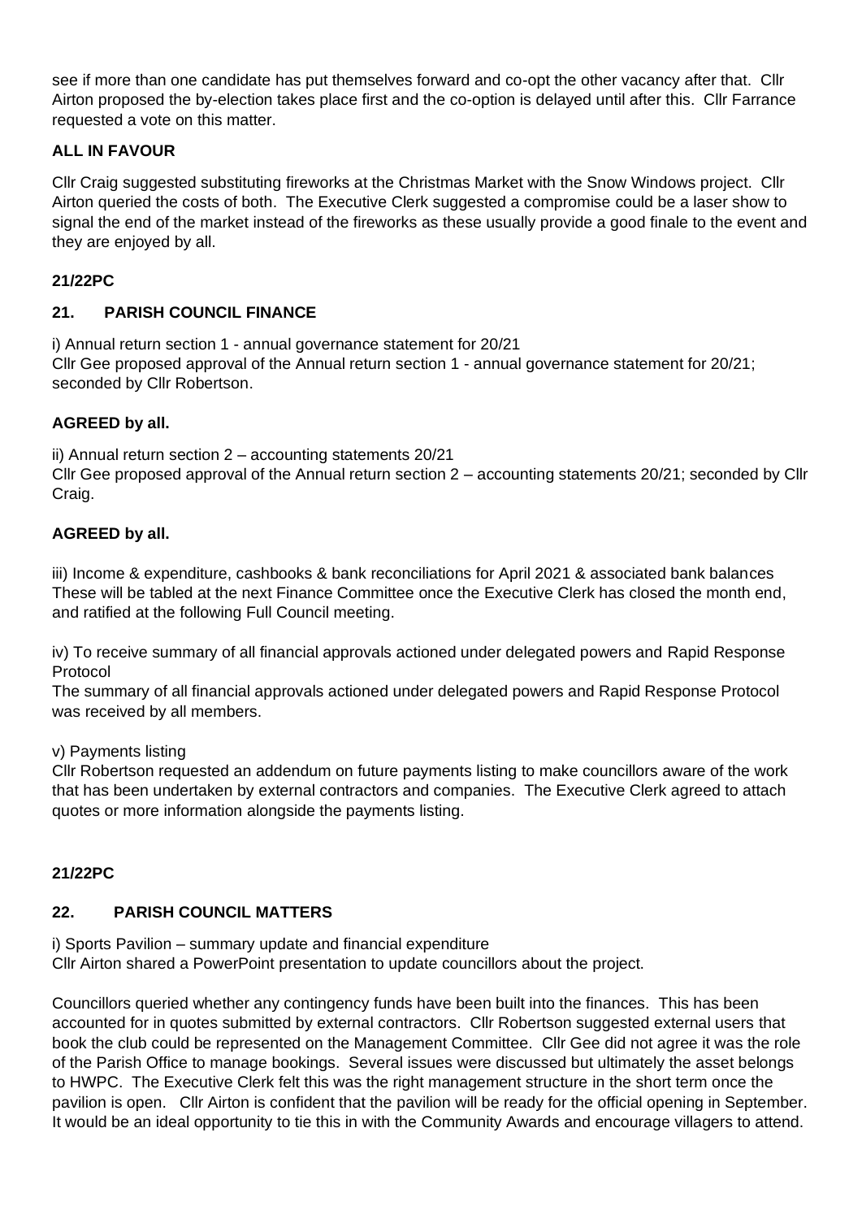see if more than one candidate has put themselves forward and co-opt the other vacancy after that. Cllr Airton proposed the by-election takes place first and the co-option is delayed until after this. Cllr Farrance requested a vote on this matter.

**ALL IN FAVOUR**

Cllr Craig suggested substituting fireworks at the Christmas Market with the Snow Windows project. Cllr Airton queried the costs of both. The Executive Clerk suggested a compromise could be a laser show to signal the end of the market instead of the fireworks as these usually provide a good finale to the event and they are enjoyed by all.

**21/22PC**

## 21. PARISH COUNCIL FINANCE

i) Annual return section 1 - annual governance statement for 20/21
Cllr Gee proposed approval of the Annual return section 1 - annual governance statement for 20/21; seconded by Cllr Robertson.

**AGREED by all.**

ii) Annual return section 2 – accounting statements 20/21
Cllr Gee proposed approval of the Annual return section 2 – accounting statements 20/21; seconded by Cllr Craig.

**AGREED by all.**

iii) Income & expenditure, cashbooks & bank reconciliations for April 2021 & associated bank balances
These will be tabled at the next Finance Committee once the Executive Clerk has closed the month end, and ratified at the following Full Council meeting.

iv) To receive summary of all financial approvals actioned under delegated powers and Rapid Response Protocol
The summary of all financial approvals actioned under delegated powers and Rapid Response Protocol was received by all members.

v) Payments listing
Cllr Robertson requested an addendum on future payments listing to make councillors aware of the work that has been undertaken by external contractors and companies. The Executive Clerk agreed to attach quotes or more information alongside the payments listing.

**21/22PC**

## 22. PARISH COUNCIL MATTERS

i) Sports Pavilion – summary update and financial expenditure
Cllr Airton shared a PowerPoint presentation to update councillors about the project.

Councillors queried whether any contingency funds have been built into the finances. This has been accounted for in quotes submitted by external contractors. Cllr Robertson suggested external users that book the club could be represented on the Management Committee. Cllr Gee did not agree it was the role of the Parish Office to manage bookings. Several issues were discussed but ultimately the asset belongs to HWPC. The Executive Clerk felt this was the right management structure in the short term once the pavilion is open. Cllr Airton is confident that the pavilion will be ready for the official opening in September. It would be an ideal opportunity to tie this in with the Community Awards and encourage villagers to attend.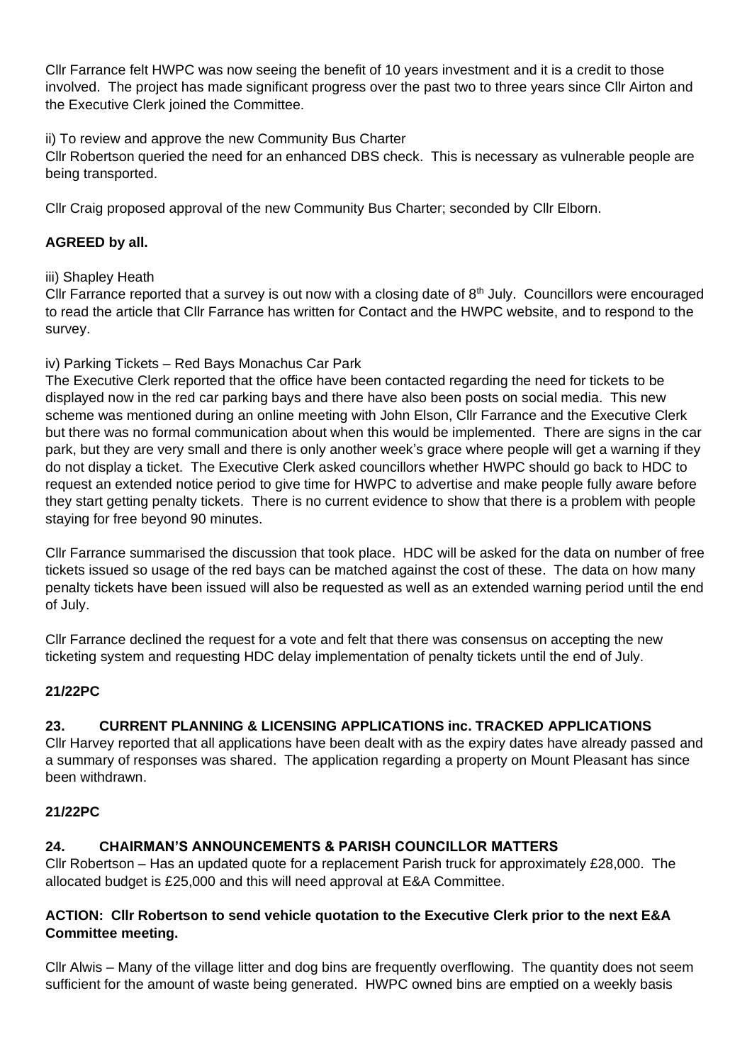Cllr Farrance felt HWPC was now seeing the benefit of 10 years investment and it is a credit to those involved. The project has made significant progress over the past two to three years since Cllr Airton and the Executive Clerk joined the Committee.

ii) To review and approve the new Community Bus Charter
Cllr Robertson queried the need for an enhanced DBS check. This is necessary as vulnerable people are being transported.

Cllr Craig proposed approval of the new Community Bus Charter; seconded by Cllr Elborn.

**AGREED by all.**

iii) Shapley Heath
Cllr Farrance reported that a survey is out now with a closing date of 8th July. Councillors were encouraged to read the article that Cllr Farrance has written for Contact and the HWPC website, and to respond to the survey.

iv) Parking Tickets – Red Bays Monachus Car Park
The Executive Clerk reported that the office have been contacted regarding the need for tickets to be displayed now in the red car parking bays and there have also been posts on social media. This new scheme was mentioned during an online meeting with John Elson, Cllr Farrance and the Executive Clerk but there was no formal communication about when this would be implemented. There are signs in the car park, but they are very small and there is only another week's grace where people will get a warning if they do not display a ticket. The Executive Clerk asked councillors whether HWPC should go back to HDC to request an extended notice period to give time for HWPC to advertise and make people fully aware before they start getting penalty tickets. There is no current evidence to show that there is a problem with people staying for free beyond 90 minutes.

Cllr Farrance summarised the discussion that took place. HDC will be asked for the data on number of free tickets issued so usage of the red bays can be matched against the cost of these. The data on how many penalty tickets have been issued will also be requested as well as an extended warning period until the end of July.

Cllr Farrance declined the request for a vote and felt that there was consensus on accepting the new ticketing system and requesting HDC delay implementation of penalty tickets until the end of July.

**21/22PC**

## 23. CURRENT PLANNING & LICENSING APPLICATIONS inc. TRACKED APPLICATIONS

Cllr Harvey reported that all applications have been dealt with as the expiry dates have already passed and a summary of responses was shared. The application regarding a property on Mount Pleasant has since been withdrawn.

**21/22PC**

## 24. CHAIRMAN'S ANNOUNCEMENTS & PARISH COUNCILLOR MATTERS

Cllr Robertson – Has an updated quote for a replacement Parish truck for approximately £28,000. The allocated budget is £25,000 and this will need approval at E&A Committee.

**ACTION: Cllr Robertson to send vehicle quotation to the Executive Clerk prior to the next E&A Committee meeting.**

Cllr Alwis – Many of the village litter and dog bins are frequently overflowing. The quantity does not seem sufficient for the amount of waste being generated. HWPC owned bins are emptied on a weekly basis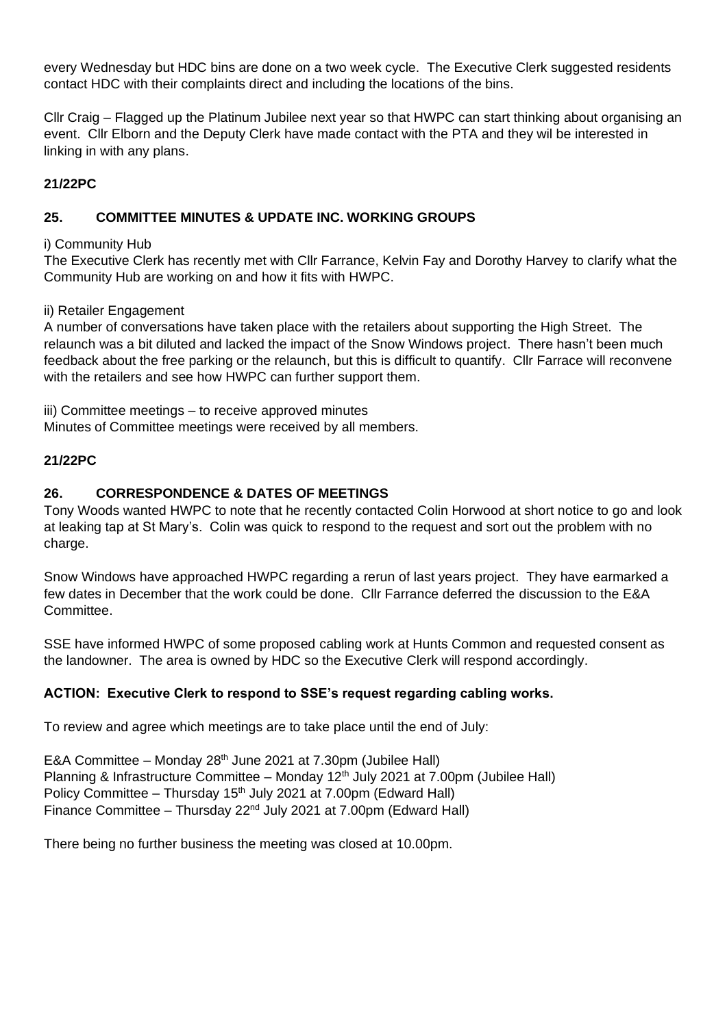every Wednesday but HDC bins are done on a two week cycle. The Executive Clerk suggested residents contact HDC with their complaints direct and including the locations of the bins.

Cllr Craig – Flagged up the Platinum Jubilee next year so that HWPC can start thinking about organising an event. Cllr Elborn and the Deputy Clerk have made contact with the PTA and they wil be interested in linking in with any plans.

**21/22PC**

**25. COMMITTEE MINUTES & UPDATE INC. WORKING GROUPS**

i) Community Hub

The Executive Clerk has recently met with Cllr Farrance, Kelvin Fay and Dorothy Harvey to clarify what the Community Hub are working on and how it fits with HWPC.

ii) Retailer Engagement

A number of conversations have taken place with the retailers about supporting the High Street. The relaunch was a bit diluted and lacked the impact of the Snow Windows project. There hasn't been much feedback about the free parking or the relaunch, but this is difficult to quantify. Cllr Farrace will reconvene with the retailers and see how HWPC can further support them.

iii) Committee meetings – to receive approved minutes

Minutes of Committee meetings were received by all members.

**21/22PC**

**26. CORRESPONDENCE & DATES OF MEETINGS**

Tony Woods wanted HWPC to note that he recently contacted Colin Horwood at short notice to go and look at leaking tap at St Mary's. Colin was quick to respond to the request and sort out the problem with no charge.

Snow Windows have approached HWPC regarding a rerun of last years project. They have earmarked a few dates in December that the work could be done. Cllr Farrance deferred the discussion to the E&A Committee.

SSE have informed HWPC of some proposed cabling work at Hunts Common and requested consent as the landowner. The area is owned by HDC so the Executive Clerk will respond accordingly.

**ACTION: Executive Clerk to respond to SSE's request regarding cabling works.**

To review and agree which meetings are to take place until the end of July:

E&A Committee – Monday 28th June 2021 at 7.30pm (Jubilee Hall)
Planning & Infrastructure Committee – Monday 12th July 2021 at 7.00pm (Jubilee Hall)
Policy Committee – Thursday 15th July 2021 at 7.00pm (Edward Hall)
Finance Committee – Thursday 22nd July 2021 at 7.00pm (Edward Hall)

There being no further business the meeting was closed at 10.00pm.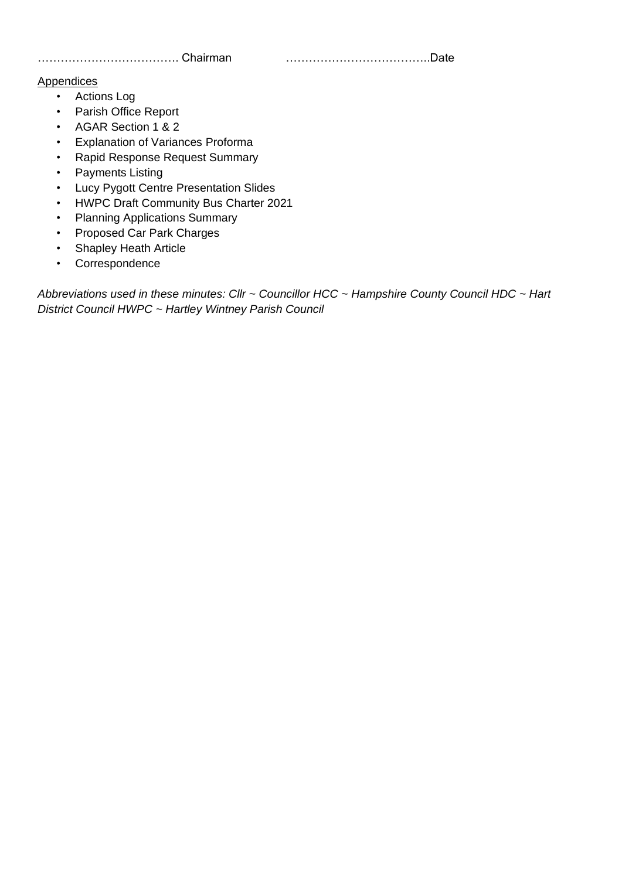………………………………. Chairman ………………………………..Date

<u>Appendices</u>

- Actions Log
- Parish Office Report
- AGAR Section 1 & 2
- Explanation of Variances Proforma
- Rapid Response Request Summary
- Payments Listing
- Lucy Pygott Centre Presentation Slides
- HWPC Draft Community Bus Charter 2021
- Planning Applications Summary
- Proposed Car Park Charges
- Shapley Heath Article
- Correspondence

*Abbreviations used in these minutes: Cllr ~ Councillor HCC ~ Hampshire County Council HDC ~ Hart District Council HWPC ~ Hartley Wintney Parish Council*